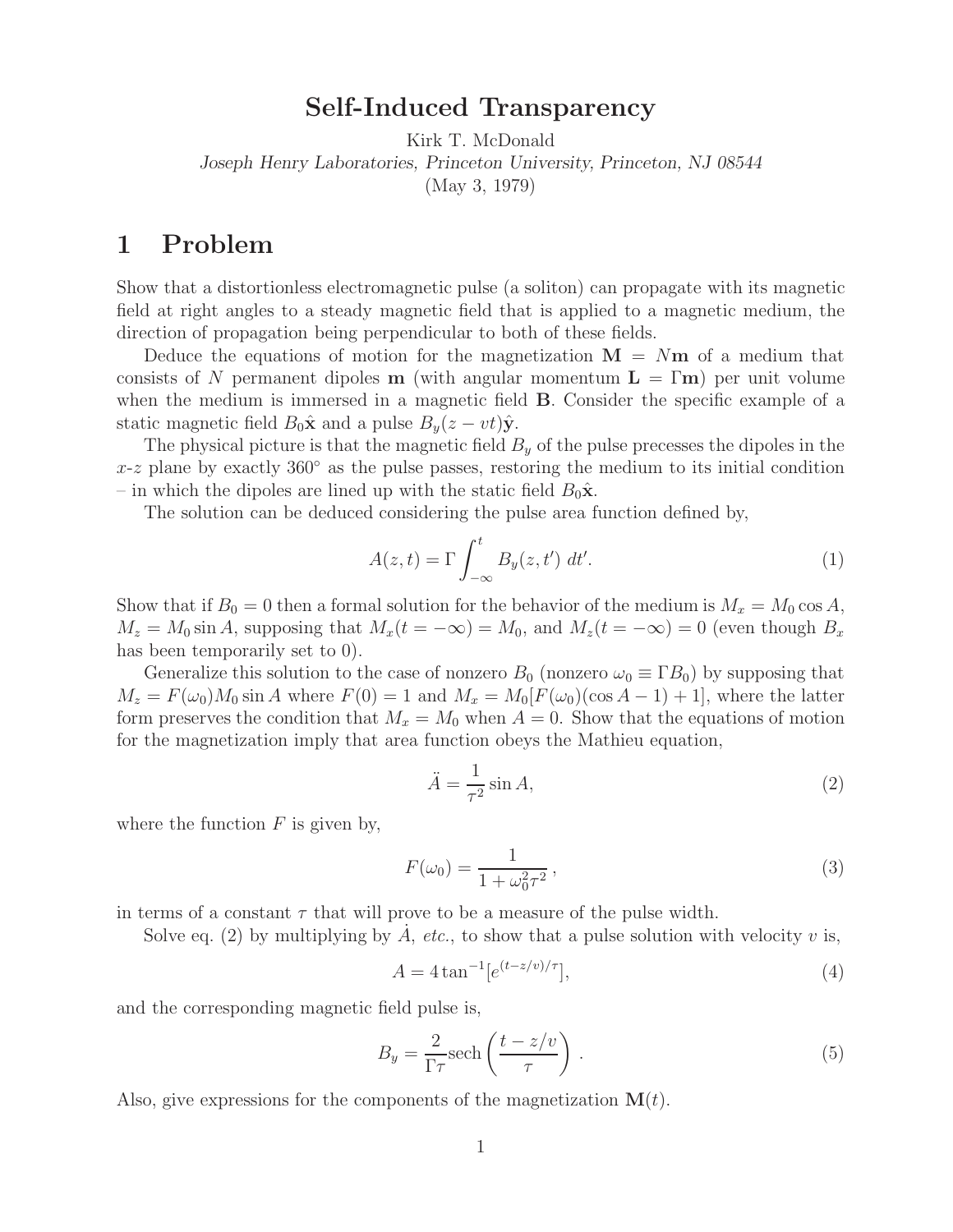# Self-Induced Transparency

Kirk T. McDonald

*Joseph Henry Laboratories, Princeton University, Princeton, NJ 08544*

(May 3, 1979)

## 1 Problem

Show that a distortionless electromagnetic pulse (a soliton) can propagate with its magnetic field at right angles to a steady magnetic field that is applied to a magnetic medium, the direction of propagation being perpendicular to both of these fields.

Deduce the equations of motion for the magnetization $\mathbf{M} = N\mathbf{m}$ of a medium that consists of $N$ permanent dipoles $\mathbf{m}$ (with angular momentum $\mathbf{L} = \Gamma\mathbf{m}$) per unit volume when the medium is immersed in a magnetic field $\mathbf{B}$. Consider the specific example of a static magnetic field $B_0\hat{\mathbf{x}}$ and a pulse $B_y(z - vt)\hat{\mathbf{y}}$.

The physical picture is that the magnetic field $B_y$ of the pulse precesses the dipoles in the $x$-$z$ plane by exactly 360° as the pulse passes, restoring the medium to its initial condition – in which the dipoles are lined up with the static field $B_0\hat{\mathbf{x}}$.

The solution can be deduced considering the pulse area function defined by,

$$A(z,t) = \Gamma \int_{-\infty}^{t} B_y(z,t')\, dt'. \tag{1}$$

Show that if $B_0 = 0$ then a formal solution for the behavior of the medium is $M_x = M_0 \cos A$, $M_z = M_0 \sin A$, supposing that $M_x(t = -\infty) = M_0$, and $M_z(t = -\infty) = 0$ (even though $B_x$ has been temporarily set to 0).

Generalize this solution to the case of nonzero $B_0$ (nonzero $\omega_0 \equiv \Gamma B_0$) by supposing that $M_z = F(\omega_0)M_0 \sin A$ where $F(0) = 1$ and $M_x = M_0[F(\omega_0)(\cos A - 1) + 1]$, where the latter form preserves the condition that $M_x = M_0$ when $A = 0$. Show that the equations of motion for the magnetization imply that area function obeys the Mathieu equation,

$$\ddot{A} = \frac{1}{\tau^2} \sin A, \tag{2}$$

where the function $F$ is given by,

$$F(\omega_0) = \frac{1}{1 + \omega_0^2 \tau^2}\,, \tag{3}$$

in terms of a constant $\tau$ that will prove to be a measure of the pulse width.

Solve eq. (2) by multiplying by $\dot{A}$, *etc.*, to show that a pulse solution with velocity $v$ is,

$$A = 4 \tan^{-1}[e^{(t - z/v)/\tau}], \tag{4}$$

and the corresponding magnetic field pulse is,

$$B_y = \frac{2}{\Gamma\tau} \mathrm{sech}\left(\frac{t - z/v}{\tau}\right). \tag{5}$$

Also, give expressions for the components of the magnetization $\mathbf{M}(t)$.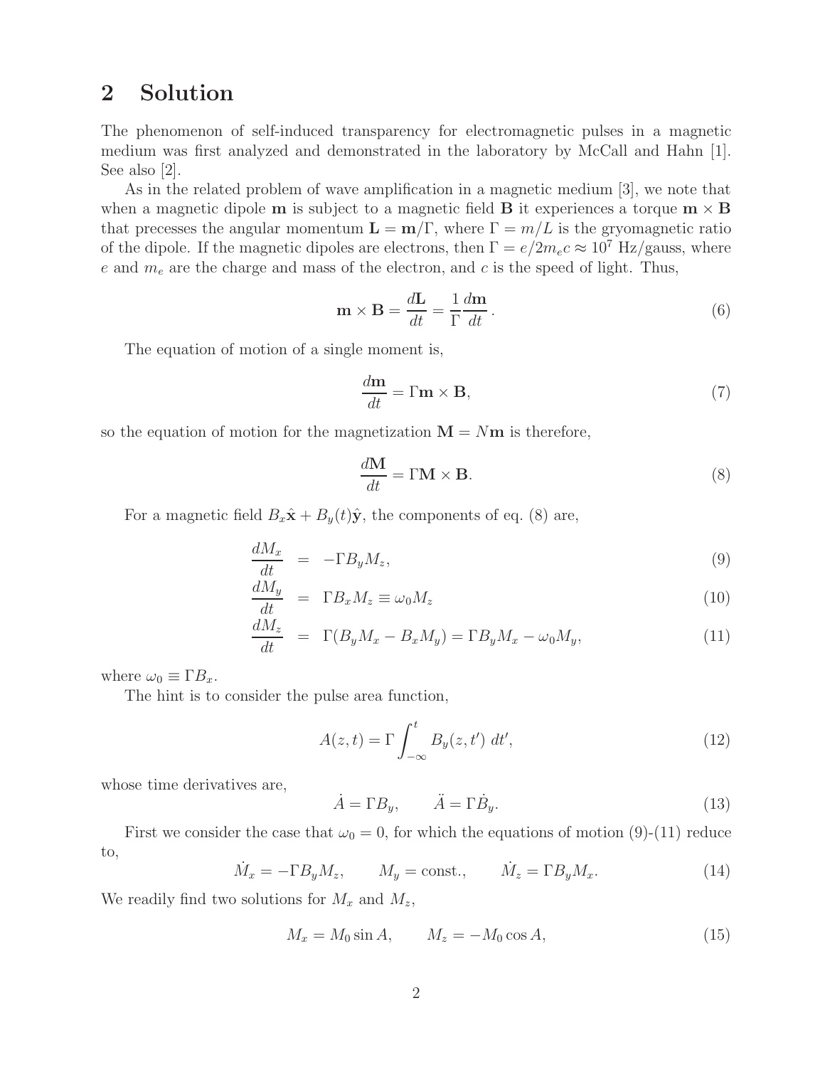## 2 Solution

The phenomenon of self-induced transparency for electromagnetic pulses in a magnetic medium was first analyzed and demonstrated in the laboratory by McCall and Hahn [1]. See also [2].

As in the related problem of wave amplification in a magnetic medium [3], we note that when a magnetic dipole $\mathbf{m}$ is subject to a magnetic field $\mathbf{B}$ it experiences a torque $\mathbf{m} \times \mathbf{B}$ that precesses the angular momentum $\mathbf{L} = \mathbf{m}/\Gamma$, where $\Gamma = m/L$ is the gryomagnetic ratio of the dipole. If the magnetic dipoles are electrons, then $\Gamma = e/2m_e c \approx 10^7$ Hz/gauss, where $e$ and $m_e$ are the charge and mass of the electron, and $c$ is the speed of light. Thus,

$$
\mathbf{m} \times \mathbf{B} = \frac{d\mathbf{L}}{dt} = \frac{1}{\Gamma}\frac{d\mathbf{m}}{dt}\,. \tag{6}
$$

The equation of motion of a single moment is,

$$
\frac{d\mathbf{m}}{dt} = \Gamma \mathbf{m} \times \mathbf{B}, \tag{7}
$$

so the equation of motion for the magnetization $\mathbf{M} = N\mathbf{m}$ is therefore,

$$
\frac{d\mathbf{M}}{dt} = \Gamma \mathbf{M} \times \mathbf{B}. \tag{8}
$$

For a magnetic field $B_x\hat{\mathbf{x}} + B_y(t)\hat{\mathbf{y}}$, the components of eq. (8) are,

$$
\frac{dM_x}{dt} = -\Gamma B_y M_z, \tag{9}
$$

$$
\frac{dM_y}{dt} = \Gamma B_x M_z \equiv \omega_0 M_z \tag{10}
$$

$$
\frac{dM_z}{dt} = \Gamma(B_y M_x - B_x M_y) = \Gamma B_y M_x - \omega_0 M_y, \tag{11}
$$

where $\omega_0 \equiv \Gamma B_x$.

The hint is to consider the pulse area function,

$$
A(z,t) = \Gamma \int_{-\infty}^{t} B_y(z,t')\; dt', \tag{12}
$$

whose time derivatives are,

$$
\dot{A} = \Gamma B_y, \qquad \ddot{A} = \Gamma \dot{B}_y. \tag{13}
$$

First we consider the case that $\omega_0 = 0$, for which the equations of motion (9)-(11) reduce to,

$$
\dot{M}_x = -\Gamma B_y M_z, \qquad M_y = \text{const.}, \qquad \dot{M}_z = \Gamma B_y M_x. \tag{14}
$$

We readily find two solutions for $M_x$ and $M_z$,

$$
M_x = M_0 \sin A, \qquad M_z = -M_0 \cos A, \tag{15}
$$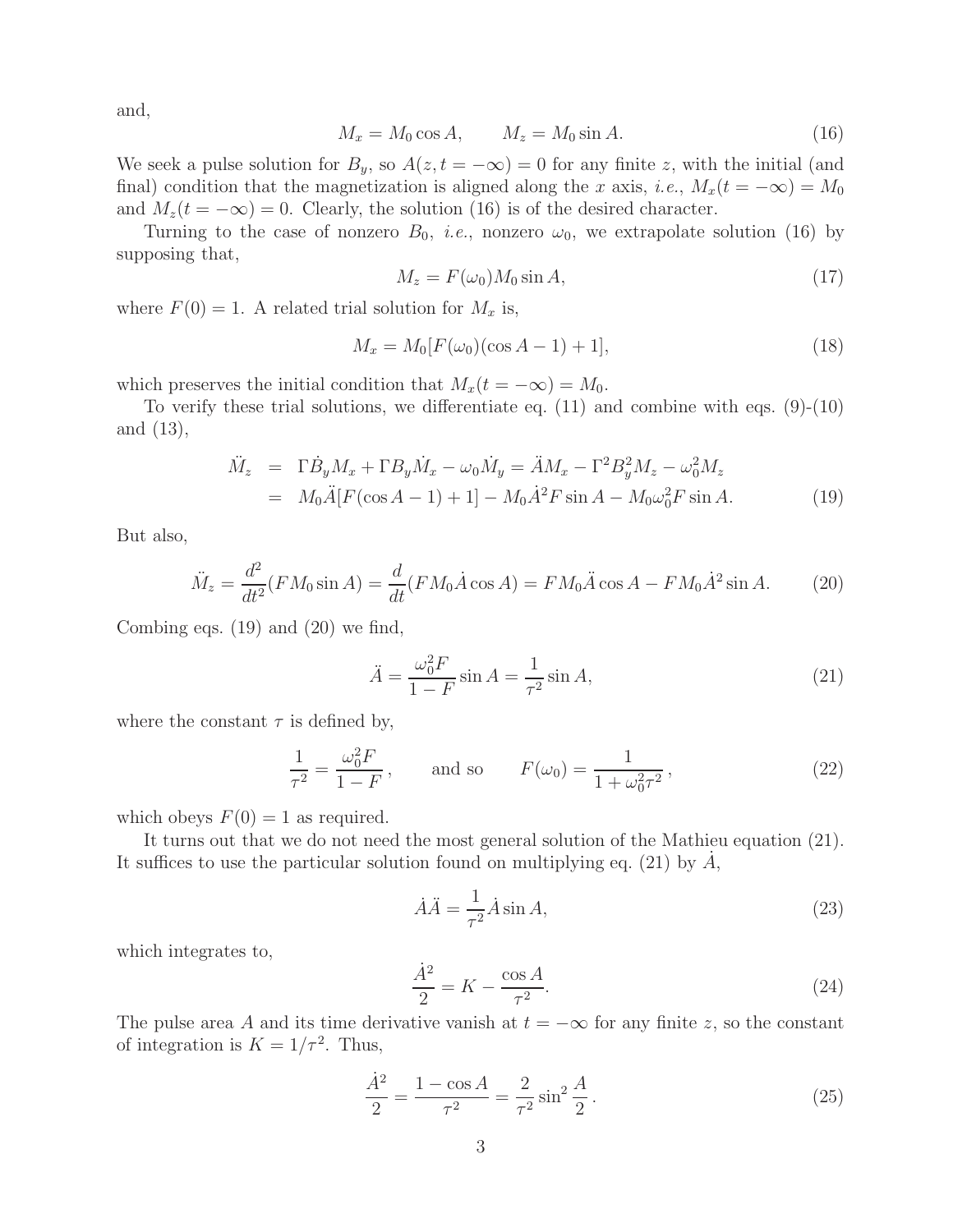and,

$$M_x = M_0 \cos A, \qquad M_z = M_0 \sin A. \tag{16}$$

We seek a pulse solution for $B_y$, so $A(z, t = -\infty) = 0$ for any finite $z$, with the initial (and final) condition that the magnetization is aligned along the $x$ axis, *i.e.*, $M_x(t = -\infty) = M_0$ and $M_z(t = -\infty) = 0$. Clearly, the solution (16) is of the desired character.

Turning to the case of nonzero $B_0$, *i.e.*, nonzero $\omega_0$, we extrapolate solution (16) by supposing that,

$$M_z = F(\omega_0) M_0 \sin A, \tag{17}$$

where $F(0) = 1$. A related trial solution for $M_x$ is,

$$M_x = M_0[F(\omega_0)(\cos A - 1) + 1], \tag{18}$$

which preserves the initial condition that $M_x(t = -\infty) = M_0$.

To verify these trial solutions, we differentiate eq. (11) and combine with eqs. (9)-(10) and (13),

$$\begin{aligned}
\ddot{M}_z &= \Gamma \dot{B}_y M_x + \Gamma B_y \dot{M}_x - \omega_0 \dot{M}_y = \ddot{A} M_x - \Gamma^2 B_y^2 M_z - \omega_0^2 M_z \\
&= M_0 \ddot{A}[F(\cos A - 1) + 1] - M_0 \dot{A}^2 F \sin A - M_0 \omega_0^2 F \sin A.
\end{aligned} \tag{19}$$

But also,

$$\ddot{M}_z = \frac{d^2}{dt^2}(F M_0 \sin A) = \frac{d}{dt}(F M_0 \dot{A} \cos A) = F M_0 \ddot{A} \cos A - F M_0 \dot{A}^2 \sin A. \tag{20}$$

Combing eqs. (19) and (20) we find,

$$\ddot{A} = \frac{\omega_0^2 F}{1 - F} \sin A = \frac{1}{\tau^2} \sin A, \tag{21}$$

where the constant $\tau$ is defined by,

$$\frac{1}{\tau^2} = \frac{\omega_0^2 F}{1 - F}, \qquad \text{and so} \qquad F(\omega_0) = \frac{1}{1 + \omega_0^2 \tau^2}, \tag{22}$$

which obeys $F(0) = 1$ as required.

It turns out that we do not need the most general solution of the Mathieu equation (21). It suffices to use the particular solution found on multiplying eq. (21) by $\dot{A}$,

$$\dot{A}\ddot{A} = \frac{1}{\tau^2} \dot{A} \sin A, \tag{23}$$

which integrates to,

$$\frac{\dot{A}^2}{2} = K - \frac{\cos A}{\tau^2}. \tag{24}$$

The pulse area $A$ and its time derivative vanish at $t = -\infty$ for any finite $z$, so the constant of integration is $K = 1/\tau^2$. Thus,

$$\frac{\dot{A}^2}{2} = \frac{1 - \cos A}{\tau^2} = \frac{2}{\tau^2} \sin^2 \frac{A}{2}. \tag{25}$$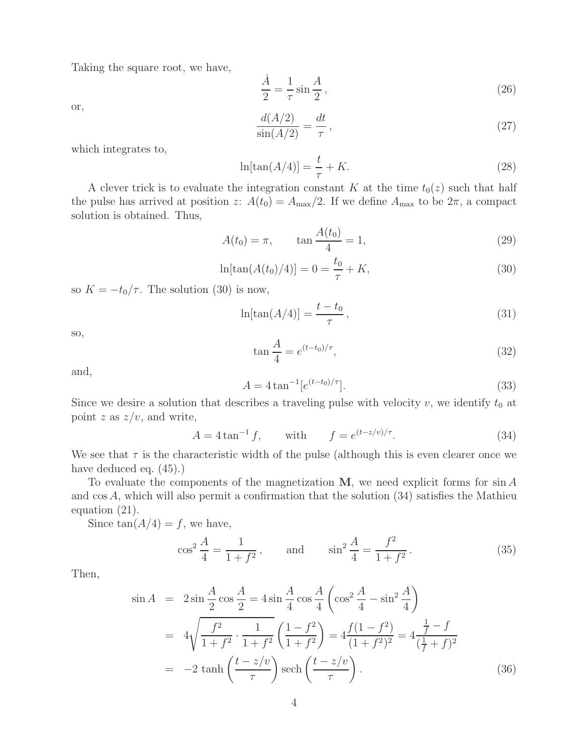Taking the square root, we have,

$$\frac{\dot{A}}{2} = \frac{1}{\tau} \sin \frac{A}{2}, \tag{26}$$

or,

$$\frac{d(A/2)}{\sin(A/2)} = \frac{dt}{\tau}, \tag{27}$$

which integrates to,

$$\ln[\tan(A/4)] = \frac{t}{\tau} + K. \tag{28}$$

A clever trick is to evaluate the integration constant $K$ at the time $t_0(z)$ such that half the pulse has arrived at position $z$: $A(t_0) = A_{\rm max}/2$. If we define $A_{\rm max}$ to be $2\pi$, a compact solution is obtained. Thus,

$$A(t_0) = \pi, \qquad \tan \frac{A(t_0)}{4} = 1, \tag{29}$$

$$\ln[\tan(A(t_0)/4)] = 0 = \frac{t_0}{\tau} + K, \tag{30}$$

so $K = -t_0/\tau$. The solution (30) is now,

$$\ln[\tan(A/4)] = \frac{t - t_0}{\tau}, \tag{31}$$

so,

$$\tan \frac{A}{4} = e^{(t-t_0)/\tau}, \tag{32}$$

and,

$$A = 4 \tan^{-1}[e^{(t-t_0)/\tau}]. \tag{33}$$

Since we desire a solution that describes a traveling pulse with velocity $v$, we identify $t_0$ at point $z$ as $z/v$, and write,

$$A = 4 \tan^{-1} f, \qquad \text{with} \qquad f = e^{(t-z/v)/\tau}. \tag{34}$$

We see that $\tau$ is the characteristic width of the pulse (although this is even clearer once we have deduced eq. (45).)

To evaluate the components of the magnetization $\mathbf{M}$, we need explicit forms for $\sin A$ and $\cos A$, which will also permit a confirmation that the solution (34) satisfies the Mathieu equation (21).

Since $\tan(A/4) = f$, we have,

$$\cos^2 \frac{A}{4} = \frac{1}{1+f^2}, \qquad \text{and} \qquad \sin^2 \frac{A}{4} = \frac{f^2}{1+f^2}. \tag{35}$$

Then,

$$\begin{aligned} \sin A &= 2 \sin \frac{A}{2} \cos \frac{A}{2} = 4 \sin \frac{A}{4} \cos \frac{A}{4} \left( \cos^2 \frac{A}{4} - \sin^2 \frac{A}{4} \right) \\ &= 4 \sqrt{\frac{f^2}{1+f^2} \cdot \frac{1}{1+f^2}} \left( \frac{1-f^2}{1+f^2} \right) = 4 \frac{f(1-f^2)}{(1+f^2)^2} = 4 \frac{\frac{1}{f} - f}{(\frac{1}{f} + f)^2} \\ &= -2 \tanh \left( \frac{t - z/v}{\tau} \right) \operatorname{sech} \left( \frac{t - z/v}{\tau} \right). \end{aligned} \tag{36}$$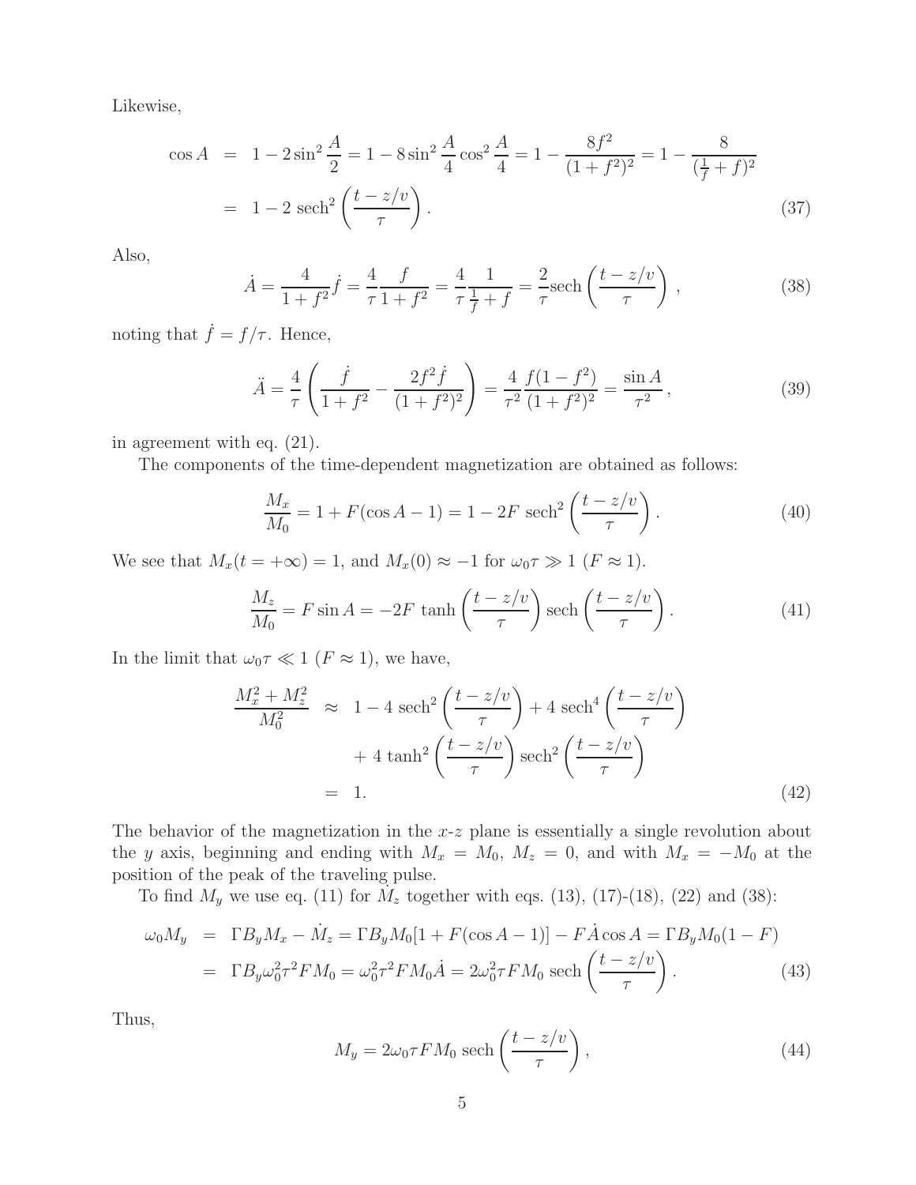Likewise,

$$\cos A = 1 - 2\sin^2\frac{A}{2} = 1 - 8\sin^2\frac{A}{4}\cos^2\frac{A}{4} = 1 - \frac{8f^2}{(1+f^2)^2} = 1 - \frac{8}{(\frac{1}{f}+f)^2}$$
$$= 1 - 2\ \text{sech}^2\left(\frac{t - z/v}{\tau}\right). \tag{37}$$

Also,

$$\dot{A} = \frac{4}{1+f^2}\dot{f} = \frac{4}{\tau}\frac{f}{1+f^2} = \frac{4}{\tau}\frac{1}{\frac{1}{f}+f} = \frac{2}{\tau}\text{sech}\left(\frac{t - z/v}{\tau}\right), \tag{38}$$

noting that $\dot{f} = f/\tau$. Hence,

$$\ddot{A} = \frac{4}{\tau}\left(\frac{\dot{f}}{1+f^2} - \frac{2f^2\dot{f}}{(1+f^2)^2}\right) = \frac{4}{\tau^2}\frac{f(1-f^2)}{(1+f^2)^2} = \frac{\sin A}{\tau^2}, \tag{39}$$

in agreement with eq. (21).

The components of the time-dependent magnetization are obtained as follows:

$$\frac{M_x}{M_0} = 1 + F(\cos A - 1) = 1 - 2F\ \text{sech}^2\left(\frac{t - z/v}{\tau}\right). \tag{40}$$

We see that $M_x(t = +\infty) = 1$, and $M_x(0) \approx -1$ for $\omega_0\tau \gg 1$ ($F \approx 1$).

$$\frac{M_z}{M_0} = F\sin A = -2F\ \tanh\left(\frac{t - z/v}{\tau}\right)\text{sech}\left(\frac{t - z/v}{\tau}\right). \tag{41}$$

In the limit that $\omega_0\tau \ll 1$ ($F \approx 1$), we have,

$$\frac{M_x^2 + M_z^2}{M_0^2} \approx 1 - 4\ \text{sech}^2\left(\frac{t - z/v}{\tau}\right) + 4\ \text{sech}^4\left(\frac{t - z/v}{\tau}\right)$$
$$+ 4\ \tanh^2\left(\frac{t - z/v}{\tau}\right)\text{sech}^2\left(\frac{t - z/v}{\tau}\right)$$
$$= 1. \tag{42}$$

The behavior of the magnetization in the $x$-$z$ plane is essentially a single revolution about the $y$ axis, beginning and ending with $M_x = M_0$, $M_z = 0$, and with $M_x = -M_0$ at the position of the peak of the traveling pulse.

To find $M_y$ we use eq. (11) for $\dot{M}_z$ together with eqs. (13), (17)-(18), (22) and (38):

$$\omega_0 M_y = \Gamma B_y M_x - \dot{M}_z = \Gamma B_y M_0[1 + F(\cos A - 1)] - F\dot{A}\cos A = \Gamma B_y M_0(1 - F)$$
$$= \Gamma B_y \omega_0^2\tau^2 F M_0 = \omega_0^2\tau^2 F M_0\dot{A} = 2\omega_0^2\tau F M_0\ \text{sech}\left(\frac{t - z/v}{\tau}\right). \tag{43}$$

Thus,

$$M_y = 2\omega_0\tau F M_0\ \text{sech}\left(\frac{t - z/v}{\tau}\right), \tag{44}$$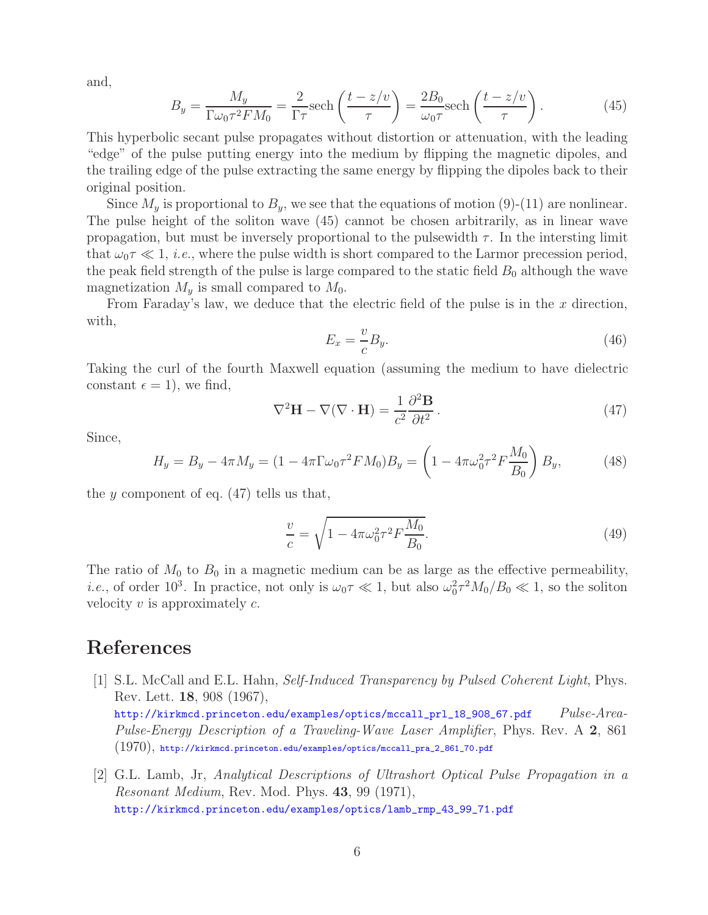and,

$$B_y = \frac{M_y}{\Gamma\omega_0\tau^2 F M_0} = \frac{2}{\Gamma\tau}\text{sech}\left(\frac{t - z/v}{\tau}\right) = \frac{2B_0}{\omega_0\tau}\text{sech}\left(\frac{t - z/v}{\tau}\right). \tag{45}$$

This hyperbolic secant pulse propagates without distortion or attenuation, with the leading "edge" of the pulse putting energy into the medium by flipping the magnetic dipoles, and the trailing edge of the pulse extracting the same energy by flipping the dipoles back to their original position.

Since $M_y$ is proportional to $B_y$, we see that the equations of motion (9)-(11) are nonlinear. The pulse height of the soliton wave (45) cannot be chosen arbitrarily, as in linear wave propagation, but must be inversely proportional to the pulsewidth $\tau$. In the intersting limit that $\omega_0\tau \ll 1$, *i.e.*, where the pulse width is short compared to the Larmor precession period, the peak field strength of the pulse is large compared to the static field $B_0$ although the wave magnetization $M_y$ is small compared to $M_0$.

From Faraday's law, we deduce that the electric field of the pulse is in the $x$ direction, with,

$$E_x = \frac{v}{c} B_y. \tag{46}$$

Taking the curl of the fourth Maxwell equation (assuming the medium to have dielectric constant $\epsilon = 1$), we find,

$$\nabla^2 \mathbf{H} - \nabla(\nabla \cdot \mathbf{H}) = \frac{1}{c^2}\frac{\partial^2 \mathbf{B}}{\partial t^2}. \tag{47}$$

Since,

$$H_y = B_y - 4\pi M_y = (1 - 4\pi\Gamma\omega_0\tau^2 F M_0)B_y = \left(1 - 4\pi\omega_0^2\tau^2 F\frac{M_0}{B_0}\right)B_y, \tag{48}$$

the $y$ component of eq. (47) tells us that,

$$\frac{v}{c} = \sqrt{1 - 4\pi\omega_0^2\tau^2 F\frac{M_0}{B_0}}. \tag{49}$$

The ratio of $M_0$ to $B_0$ in a magnetic medium can be as large as the effective permeability, *i.e.*, of order $10^3$. In practice, not only is $\omega_0\tau \ll 1$, but also $\omega_0^2\tau^2 M_0/B_0 \ll 1$, so the soliton velocity $v$ is approximately $c$.

# References

[1] S.L. McCall and E.L. Hahn, *Self-Induced Transparency by Pulsed Coherent Light*, Phys. Rev. Lett. **18**, 908 (1967), http://kirkmcd.princeton.edu/examples/optics/mccall_prl_18_908_67.pdf *Pulse-Area-Pulse-Energy Description of a Traveling-Wave Laser Amplifier*, Phys. Rev. A **2**, 861 (1970), http://kirkmcd.princeton.edu/examples/optics/mccall_pra_2_861_70.pdf

[2] G.L. Lamb, Jr, *Analytical Descriptions of Ultrashort Optical Pulse Propagation in a Resonant Medium*, Rev. Mod. Phys. **43**, 99 (1971), http://kirkmcd.princeton.edu/examples/optics/lamb_rmp_43_99_71.pdf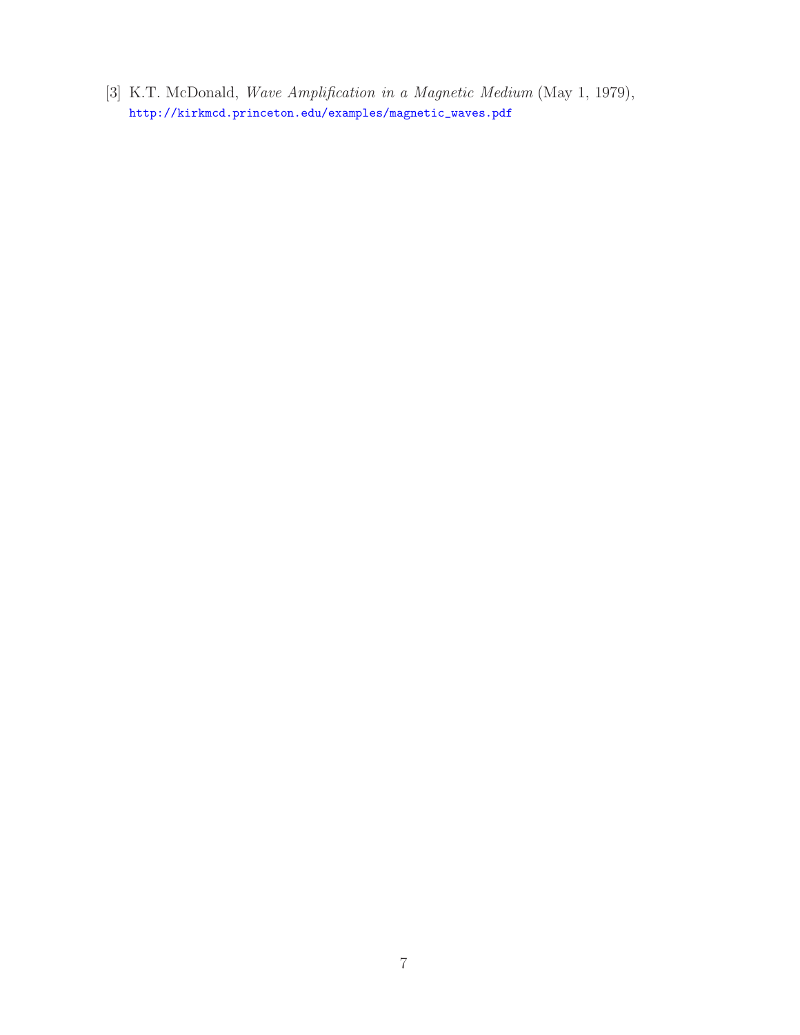[3] K.T. McDonald, *Wave Amplification in a Magnetic Medium* (May 1, 1979),
http://kirkmcd.princeton.edu/examples/magnetic_waves.pdf